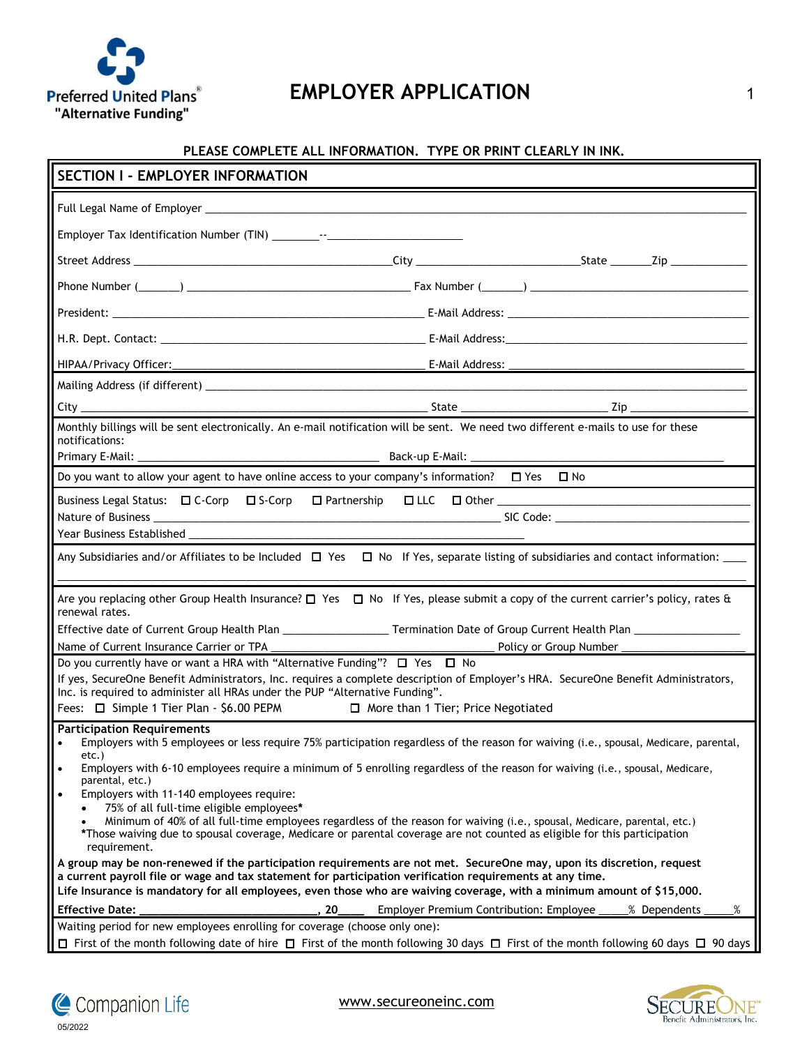Preferred United Plans®
"Alternative Funding"

# EMPLOYER APPLICATION

**PLEASE COMPLETE ALL INFORMATION. TYPE OR PRINT CLEARLY IN INK.**

## SECTION I - EMPLOYER INFORMATION

Full Legal Name of Employer ______________________________________________

Employer Tax Identification Number (TIN) ________--______________________

Street Address ________________________ City ________________ State ______ Zip ____________

Phone Number (______) ____________________ Fax Number (______) ____________________

President: ____________________ E-Mail Address: ____________________

H.R. Dept. Contact: ____________________ E-Mail Address: ____________________

HIPAA/Privacy Officer: ____________________ E-Mail Address: ____________________

Mailing Address (if different) ______________________________________________

City ____________________ State ____________ Zip ____________

Monthly billings will be sent electronically. An e-mail notification will be sent. We need two different e-mails to use for these notifications:

Primary E-Mail: ____________________ Back-up E-Mail: ____________________

Do you want to allow your agent to have online access to your company's information? ☐ Yes ☐ No

Business Legal Status: ☐ C-Corp ☐ S-Corp ☐ Partnership ☐ LLC ☐ Other ____________________

Nature of Business ____________________ SIC Code: ____________________

Year Business Established ____________________

Any Subsidiaries and/or Affiliates to be Included ☐ Yes ☐ No If Yes, separate listing of subsidiaries and contact information: ____

______________________________________________

Are you replacing other Group Health Insurance? ☐ Yes ☐ No If Yes, please submit a copy of the current carrier's policy, rates & renewal rates.

Effective date of Current Group Health Plan ______________ Termination Date of Group Current Health Plan ______________

Name of Current Insurance Carrier or TPA ____________________ Policy or Group Number ____________________

Do you currently have or want a HRA with "Alternative Funding"? ☐ Yes ☐ No

If yes, SecureOne Benefit Administrators, Inc. requires a complete description of Employer's HRA. SecureOne Benefit Administrators, Inc. is required to administer all HRAs under the PUP "Alternative Funding".

Fees: ☐ Simple 1 Tier Plan - $6.00 PEPM ☐ More than 1 Tier; Price Negotiated

**Participation Requirements**

- Employers with 5 employees or less require 75% participation regardless of the reason for waiving (i.e., spousal, Medicare, parental, etc.)
- Employers with 6-10 employees require a minimum of 5 enrolling regardless of the reason for waiving (i.e., spousal, Medicare, parental, etc.)
- Employers with 11-140 employees require:
  - 75% of all full-time eligible employees*
  - Minimum of 40% of all full-time employees regardless of the reason for waiving (i.e., spousal, Medicare, parental, etc.)

  *Those waiving due to spousal coverage, Medicare or parental coverage are not counted as eligible for this participation requirement.

**A group may be non-renewed if the participation requirements are not met. SecureOne may, upon its discretion, request a current payroll file or wage and tax statement for participation verification requirements at any time.**

**Life Insurance is mandatory for all employees, even those who are waiving coverage, with a minimum amount of $15,000.**

**Effective Date: ____________________, 20____** Employer Premium Contribution: Employee _____% Dependents _____%

Waiting period for new employees enrolling for coverage (choose only one):

☐ First of the month following date of hire ☐ First of the month following 30 days ☐ First of the month following 60 days ☐ 90 days

Companion Life

05/2022

www.secureoneinc.com

SecureOne Benefit Administrators, Inc.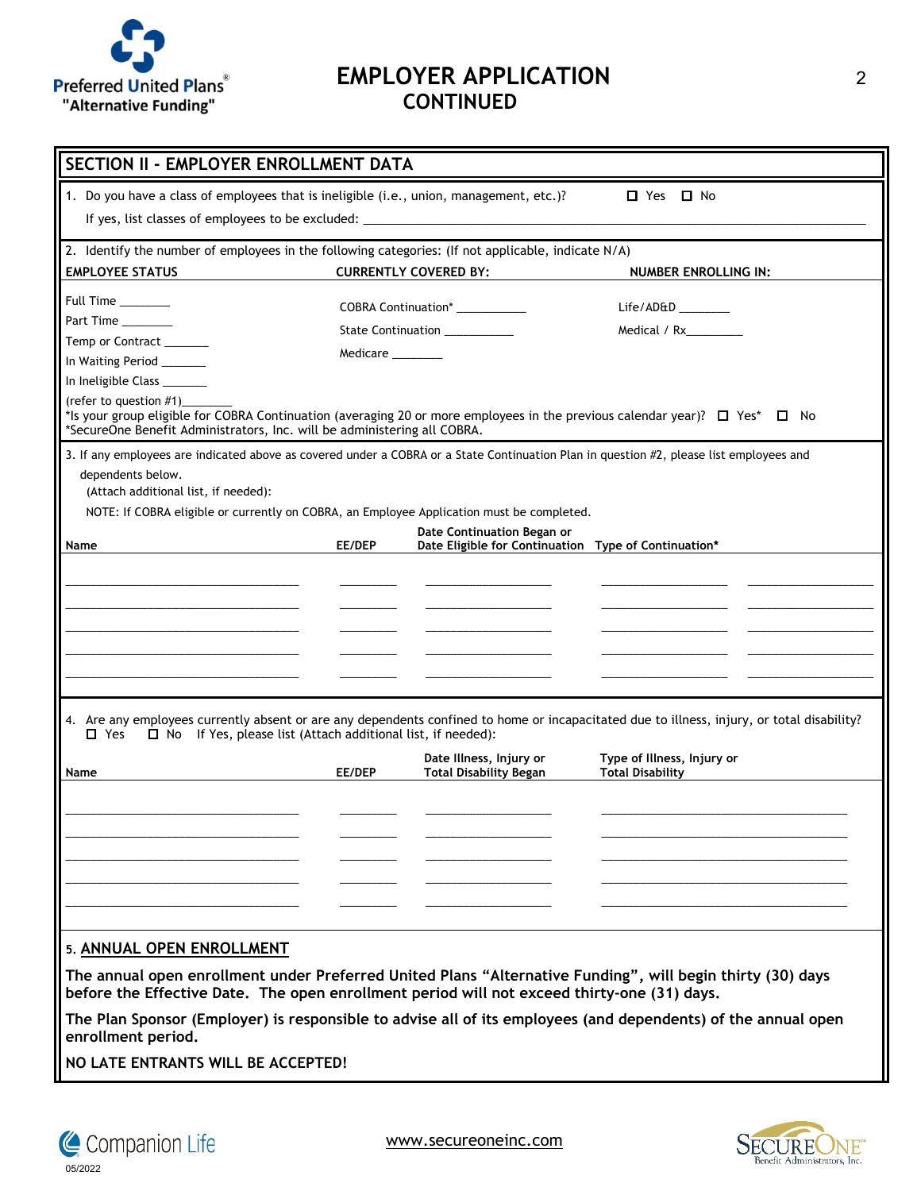# EMPLOYER APPLICATION
## CONTINUED

## SECTION II - EMPLOYER ENROLLMENT DATA

1. Do you have a class of employees that is ineligible (i.e., union, management, etc.)? ☐ Yes ☐ No

   If yes, list classes of employees to be excluded: ______________________________________________

2. Identify the number of employees in the following categories: (If not applicable, indicate N/A)

| EMPLOYEE STATUS | CURRENTLY COVERED BY: | NUMBER ENROLLING IN: |
|---|---|---|
| Full Time ________ | COBRA Continuation* ___________ | Life/AD&D ________ |
| Part Time ________ | State Continuation ___________ | Medical / Rx_________ |
| Temp or Contract _______ | Medicare ________ | |
| In Waiting Period _______ | | |
| In Ineligible Class _______ (refer to question #1)________ | | |

*Is your group eligible for COBRA Continuation (averaging 20 or more employees in the previous calendar year)? ☐ Yes* ☐ No
*SecureOne Benefit Administrators, Inc. will be administering all COBRA.

3. If any employees are indicated above as covered under a COBRA or a State Continuation Plan in question #2, please list employees and dependents below.
   (Attach additional list, if needed):

   NOTE: If COBRA eligible or currently on COBRA, an Employee Application must be completed.

| Name | EE/DEP | Date Continuation Began or Date Eligible for Continuation | Type of Continuation* | |
|---|---|---|---|---|
| | | | | |
| | | | | |
| | | | | |
| | | | | |
| | | | | |

4. Are any employees currently absent or are any dependents confined to home or incapacitated due to illness, injury, or total disability? ☐ Yes ☐ No If Yes, please list (Attach additional list, if needed):

| Name | EE/DEP | Date Illness, Injury or Total Disability Began | Type of Illness, Injury or Total Disability |
|---|---|---|---|
| | | | |
| | | | |
| | | | |
| | | | |
| | | | |

5. **ANNUAL OPEN ENROLLMENT**

**The annual open enrollment under Preferred United Plans "Alternative Funding", will begin thirty (30) days before the Effective Date. The open enrollment period will not exceed thirty-one (31) days.**

**The Plan Sponsor (Employer) is responsible to advise all of its employees (and dependents) of the annual open enrollment period.**

**NO LATE ENTRANTS WILL BE ACCEPTED!**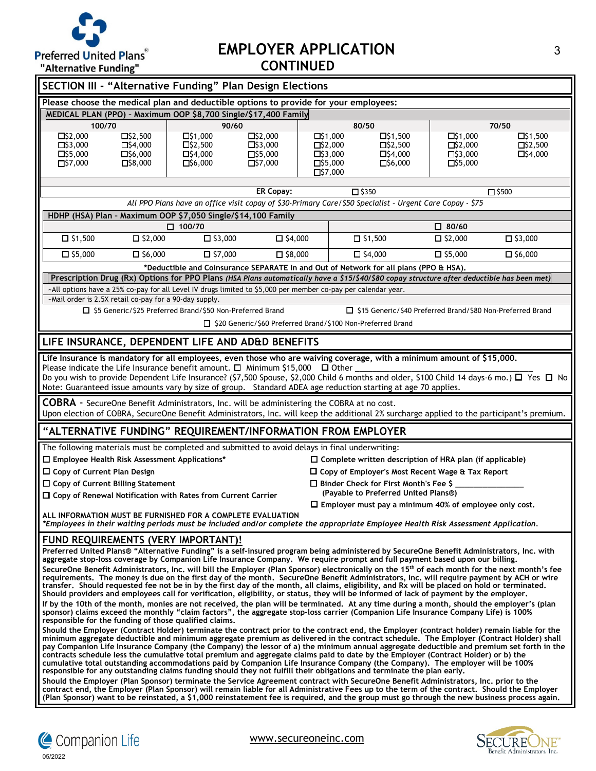# EMPLOYER APPLICATION
## CONTINUED

## SECTION III - "Alternative Funding" Plan Design Elections

**Please choose the medical plan and deductible options to provide for your employees:**

**MEDICAL PLAN (PPO) - Maximum OOP $8,700 Single/$17,400 Family**

| 100/70 | | 90/60 | | 80/50 | | 70/50 | |
|---|---|---|---|---|---|---|---|
| ☐$2,000 | ☐$2,500 | ☐$1,000 | ☐$2,000 | ☐$1,000 | ☐$1,500 | ☐$1,000 | ☐$1,500 |
| ☐$3,000 | ☐$4,000 | ☐$2,500 | ☐$3,000 | ☐$2,000 | ☐$2,500 | ☐$2,000 | ☐$2,500 |
| ☐$5,000 | ☐$6,000 | ☐$4,000 | ☐$5,000 | ☐$3,000 | ☐$4,000 | ☐$3,000 | ☐$4,000 |
| ☐$7,000 | ☐$8,000 | ☐$6,000 | ☐$7,000 | ☐$5,000 | ☐$6,000 | ☐$5,000 | |
| | | | | ☐$7,000 | | | |

**ER Copay:** ☐ $350 ☐ $500

*All PPO Plans have an office visit copay of $30-Primary Care/$50 Specialist - Urgent Care Copay - $75*

**HDHP (HSA) Plan - Maximum OOP $7,050 Single/$14,100 Family**

| ☐ 100/70 | | | | ☐ 80/60 | | |
|---|---|---|---|---|---|---|
| ☐ $1,500 | ☐ $2,000 | ☐ $3,000 | ☐ $4,000 | ☐ $1,500 | ☐ $2,000 | ☐ $3,000 |
| ☐ $5,000 | ☐ $6,000 | ☐ $7,000 | ☐ $8,000 | ☐ $4,000 | ☐ $5,000 | ☐ $6,000 |

**\*Deductible and Coinsurance SEPARATE In and Out of Network for all plans (PPO & HSA).**

**Prescription Drug (Rx) Options for PPO Plans** ***(HSA Plans automatically have a $15/$40/$80 copay structure after deductible has been met)***

- All options have a 25% co-pay for all Level IV drugs limited to $5,000 per member co-pay per calendar year.
- Mail order is 2.5X retail co-pay for a 90-day supply.

☐ $5 Generic/$25 Preferred Brand/$50 Non-Preferred Brand
☐ $15 Generic/$40 Preferred Brand/$80 Non-Preferred Brand
☐ $20 Generic/$60 Preferred Brand/$100 Non-Preferred Brand

## LIFE INSURANCE, DEPENDENT LIFE AND AD&D BENEFITS

**Life Insurance is mandatory for all employees, even those who are waiving coverage, with a minimum amount of $15,000.**

Please indicate the Life Insurance benefit amount. ☐ Minimum $15,000 ☐ Other ______________________________

Do you wish to provide Dependent Life Insurance? ($7,500 Spouse, $2,000 Child 6 months and older, $100 Child 14 days-6 mo.) ☐ Yes ☐ No

Note: Guaranteed issue amounts vary by size of group. Standard ADEA age reduction starting at age 70 applies.

**COBRA** - SecureOne Benefit Administrators, Inc. will be administering the COBRA at no cost.
Upon election of COBRA, SecureOne Benefit Administrators, Inc. will keep the additional 2% surcharge applied to the participant's premium.

## "ALTERNATIVE FUNDING" REQUIREMENT/INFORMATION FROM EMPLOYER

The following materials must be completed and submitted to avoid delays in final underwriting:

- ☐ **Employee Health Risk Assessment Applications\***
- ☐ **Copy of Current Plan Design**
- ☐ **Copy of Current Billing Statement**
- ☐ **Copy of Renewal Notification with Rates from Current Carrier**
- ☐ **Complete written description of HRA plan (if applicable)**
- ☐ **Copy of Employer's Most Recent Wage & Tax Report**
- ☐ **Binder Check for First Month's Fee $ ______________**
  **(Payable to Preferred United Plans®)**
- ☐ **Employer must pay a minimum 40% of employee only cost.**

**ALL INFORMATION MUST BE FURNISHED FOR A COMPLETE EVALUATION**
***\*Employees in their waiting periods must be included and/or complete the appropriate Employee Health Risk Assessment Application.***

## FUND REQUIREMENTS (VERY IMPORTANT)!

**Preferred United Plans® "Alternative Funding" is a self-insured program being administered by SecureOne Benefit Administrators, Inc. with aggregate stop-loss coverage by Companion Life Insurance Company. We require prompt and full payment based upon our billing.**

**SecureOne Benefit Administrators, Inc. will bill the Employer (Plan Sponsor) electronically on the 15th of each month for the next month's fee requirements. The money is due on the first day of the month. SecureOne Benefit Administrators, Inc. will require payment by ACH or wire transfer. Should requested fee not be in by the first day of the month, all claims, eligibility, and Rx will be placed on hold or terminated. Should providers and employees call for verification, eligibility, or status, they will be informed of lack of payment by the employer.**

**If by the 10th of the month, monies are not received, the plan will be terminated. At any time during a month, should the employer's (plan sponsor) claims exceed the monthly "claim factors", the aggregate stop-loss carrier (Companion Life Insurance Company Life) is 100% responsible for the funding of those qualified claims.**

**Should the Employer (Contract Holder) terminate the contract prior to the contract end, the Employer (contract holder) remain liable for the minimum aggregate deductible and minimum aggregate premium as delivered in the contract schedule. The Employer (Contract Holder) shall pay Companion Life Insurance Company (the Company) the lessor of a) the minimum annual aggregate deductible and premium set forth in the contracts schedule less the cumulative total premium and aggregate claims paid to date by the Employer (Contract Holder) or b) the cumulative total outstanding accommodations paid by Companion Life Insurance Company (the Company). The employer will be 100% responsible for any outstanding claims funding should they not fulfill their obligations and terminate the plan early.**

**Should the Employer (Plan Sponsor) terminate the Service Agreement contract with SecureOne Benefit Administrators, Inc. prior to the contract end, the Employer (Plan Sponsor) will remain liable for all Administrative Fees up to the term of the contract. Should the Employer (Plan Sponsor) want to be reinstated, a $1,000 reinstatement fee is required, and the group must go through the new business process again.**

www.secureoneinc.com

05/2022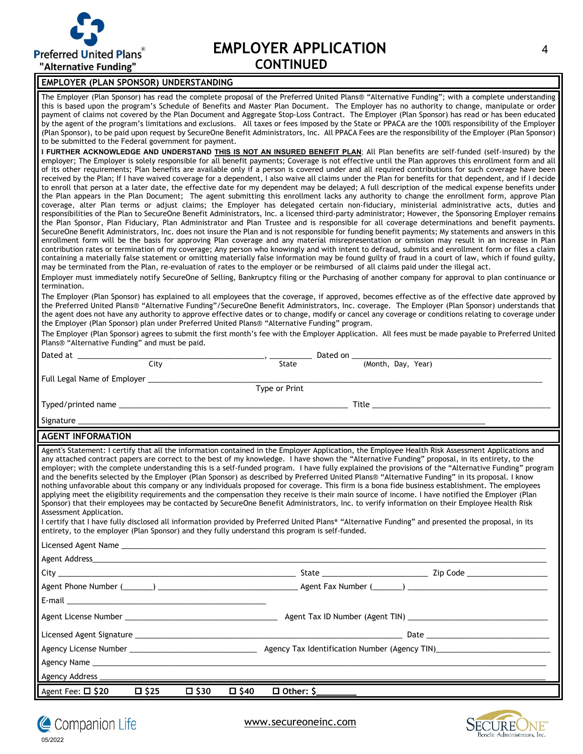# EMPLOYER APPLICATION CONTINUED

Preferred United Plans® "Alternative Funding"

## EMPLOYER (PLAN SPONSOR) UNDERSTANDING

The Employer (Plan Sponsor) has read the complete proposal of the Preferred United Plans® "Alternative Funding"; with a complete understanding this is based upon the program's Schedule of Benefits and Master Plan Document. The Employer has no authority to change, manipulate or order payment of claims not covered by the Plan Document and Aggregate Stop-Loss Contract. The Employer (Plan Sponsor) has read or has been educated by the agent of the program's limitations and exclusions. All taxes or fees imposed by the State or PPACA are the 100% responsibility of the Employer (Plan Sponsor), to be paid upon request by SecureOne Benefit Administrators, Inc. All PPACA Fees are the responsibility of the Employer (Plan Sponsor) to be submitted to the Federal government for payment.

**I FURTHER ACKNOWLEDGE AND UNDERSTAND THIS IS NOT AN INSURED BENEFIT PLAN**; All Plan benefits are self-funded (self-insured) by the employer; The Employer is solely responsible for all benefit payments; Coverage is not effective until the Plan approves this enrollment form and all of its other requirements; Plan benefits are available only if a person is covered under and all required contributions for such coverage have been received by the Plan; If I have waived coverage for a dependent, I also waive all claims under the Plan for benefits for that dependent, and if I decide to enroll that person at a later date, the effective date for my dependent may be delayed; A full description of the medical expense benefits under the Plan appears in the Plan Document; The agent submitting this enrollment lacks any authority to change the enrollment form, approve Plan coverage, alter Plan terms or adjust claims; the Employer has delegated certain non-fiduciary, ministerial administrative acts, duties and responsibilities of the Plan to SecureOne Benefit Administrators, Inc. a licensed third-party administrator; However, the Sponsoring Employer remains the Plan Sponsor, Plan Fiduciary, Plan Administrator and Plan Trustee and is responsible for all coverage determinations and benefit payments. SecureOne Benefit Administrators, Inc. does not insure the Plan and is not responsible for funding benefit payments; My statements and answers in this enrollment form will be the basis for approving Plan coverage and any material misrepresentation or omission may result in an increase in Plan contribution rates or termination of my coverage; Any person who knowingly and with intent to defraud, submits and enrollment form or files a claim containing a materially false statement or omitting materially false information may be found guilty of fraud in a court of law, which if found guilty, may be terminated from the Plan, re-evaluation of rates to the employer or be reimbursed of all claims paid under the illegal act.

Employer must immediately notify SecureOne of Selling, Bankruptcy filing or the Purchasing of another company for approval to plan continuance or termination.

The Employer (Plan Sponsor) has explained to all employees that the coverage, if approved, becomes effective as of the effective date approved by the Preferred United Plans® "Alternative Funding"/SecureOne Benefit Administrators, Inc. coverage. The Employer (Plan Sponsor) understands that the agent does not have any authority to approve effective dates or to change, modify or cancel any coverage or conditions relating to coverage under the Employer (Plan Sponsor) plan under Preferred United Plans® "Alternative Funding" program.

The Employer (Plan Sponsor) agrees to submit the first month's fee with the Employer Application. All fees must be made payable to Preferred United Plans® "Alternative Funding" and must be paid.

Dated at ______________________ (City), ________ (State) Dated on ______________________ (Month, Day, Year)

Full Legal Name of Employer ______________________ (Type or Print)

Typed/printed name ______________________ Title ______________________

Signature ______________________

## AGENT INFORMATION

Agent's Statement: I certify that all the information contained in the Employer Application, the Employee Health Risk Assessment Applications and any attached contract papers are correct to the best of my knowledge. I have shown the "Alternative Funding" proposal, in its entirety, to the employer; with the complete understanding this is a self-funded program. I have fully explained the provisions of the "Alternative Funding" program and the benefits selected by the Employer (Plan Sponsor) as described by Preferred United Plans® "Alternative Funding" in its proposal. I know nothing unfavorable about this company or any individuals proposed for coverage. This firm is a bona fide business establishment. The employees applying meet the eligibility requirements and the compensation they receive is their main source of income. I have notified the Employer (Plan Sponsor) that their employees may be contacted by SecureOne Benefit Administrators, Inc. to verify information on their Employee Health Risk Assessment Application.

I certify that I have fully disclosed all information provided by Preferred United Plans® "Alternative Funding" and presented the proposal, in its entirety, to the employer (Plan Sponsor) and they fully understand this program is self-funded.

Licensed Agent Name ______________________

Agent Address ______________________

City ______________________ State ______________________ Zip Code ______________________

Agent Phone Number (_______) ______________________ Agent Fax Number (_______) ______________________

E-mail ______________________

Agent License Number ______________________ Agent Tax ID Number (Agent TIN) ______________________

Licensed Agent Signature ______________________ Date ______________________

Agency License Number ______________________ Agency Tax Identification Number (Agency TIN) ______________________

Agency Name ______________________

Agency Address ______________________

Agent Fee: ☐ $20 ☐ $25 ☐ $30 ☐ $40 ☐ Other: $________

Companion Life

www.secureoneinc.com

SecureOne Benefit Administrators, Inc.

05/2022